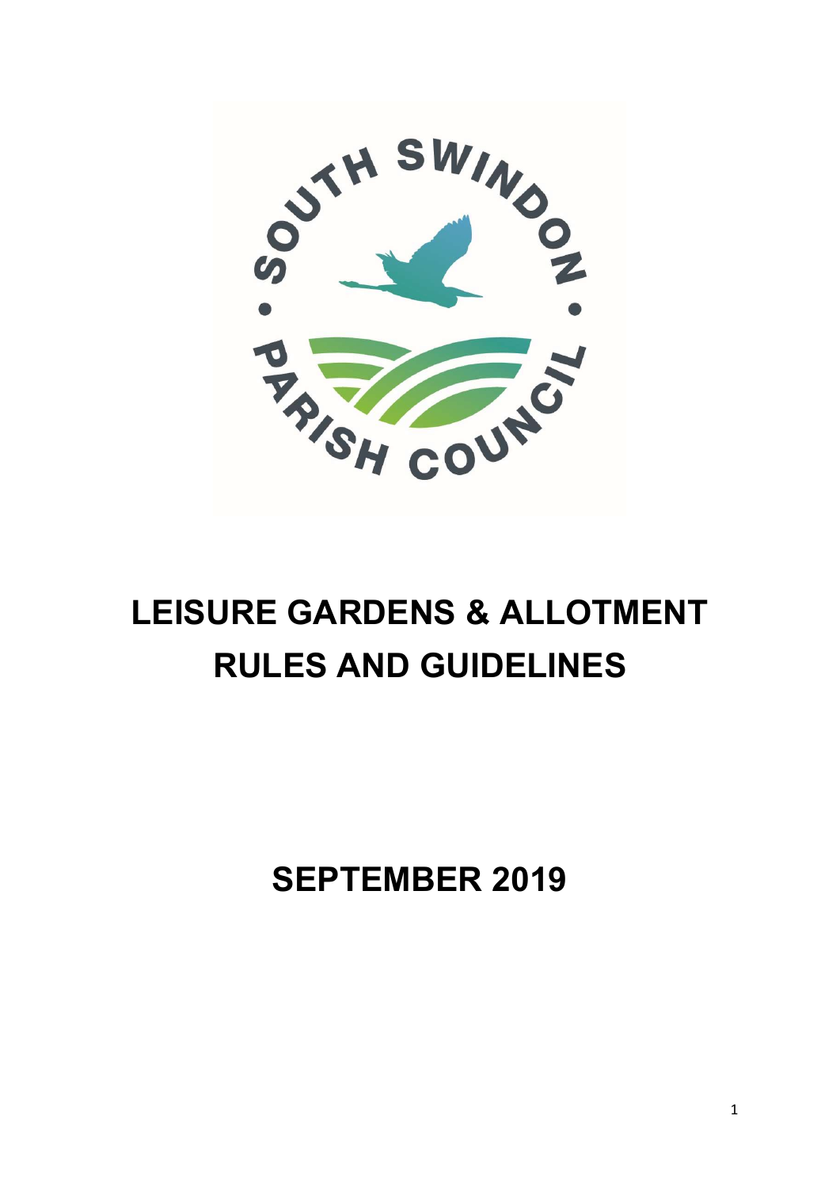# LEISURE GARDENS & ALLOTMENT RULES AND GUIDELINES

## SEPTEMBER 2019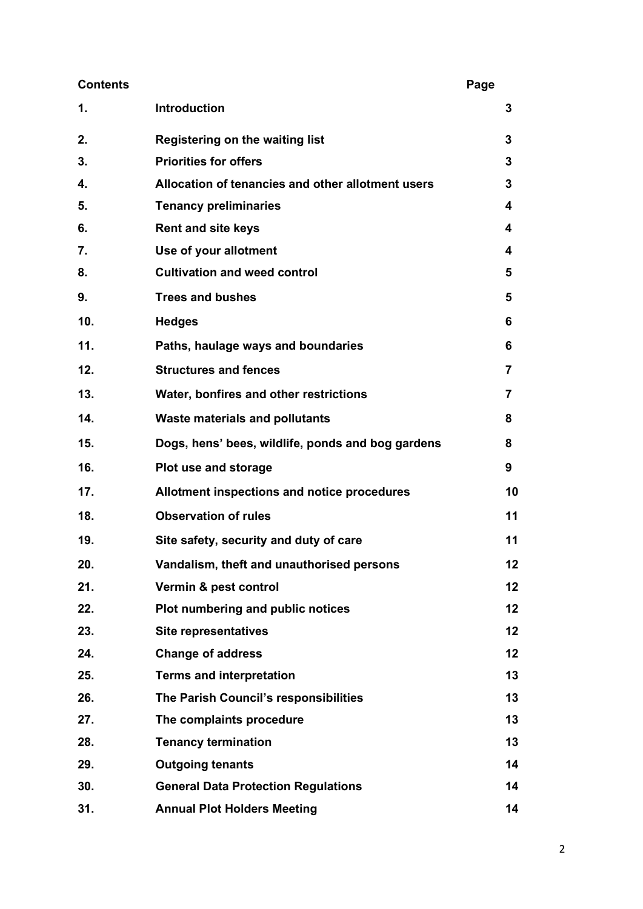| **Contents** | | **Page** |
|---|---|---|
| **1.** | **Introduction** | **3** |
| **2.** | **Registering on the waiting list** | **3** |
| **3.** | **Priorities for offers** | **3** |
| **4.** | **Allocation of tenancies and other allotment users** | **3** |
| **5.** | **Tenancy preliminaries** | **4** |
| **6.** | **Rent and site keys** | **4** |
| **7.** | **Use of your allotment** | **4** |
| **8.** | **Cultivation and weed control** | **5** |
| **9.** | **Trees and bushes** | **5** |
| **10.** | **Hedges** | **6** |
| **11.** | **Paths, haulage ways and boundaries** | **6** |
| **12.** | **Structures and fences** | **7** |
| **13.** | **Water, bonfires and other restrictions** | **7** |
| **14.** | **Waste materials and pollutants** | **8** |
| **15.** | **Dogs, hens' bees, wildlife, ponds and bog gardens** | **8** |
| **16.** | **Plot use and storage** | **9** |
| **17.** | **Allotment inspections and notice procedures** | **10** |
| **18.** | **Observation of rules** | **11** |
| **19.** | **Site safety, security and duty of care** | **11** |
| **20.** | **Vandalism, theft and unauthorised persons** | **12** |
| **21.** | **Vermin & pest control** | **12** |
| **22.** | **Plot numbering and public notices** | **12** |
| **23.** | **Site representatives** | **12** |
| **24.** | **Change of address** | **12** |
| **25.** | **Terms and interpretation** | **13** |
| **26.** | **The Parish Council's responsibilities** | **13** |
| **27.** | **The complaints procedure** | **13** |
| **28.** | **Tenancy termination** | **13** |
| **29.** | **Outgoing tenants** | **14** |
| **30.** | **General Data Protection Regulations** | **14** |
| **31.** | **Annual Plot Holders Meeting** | **14** |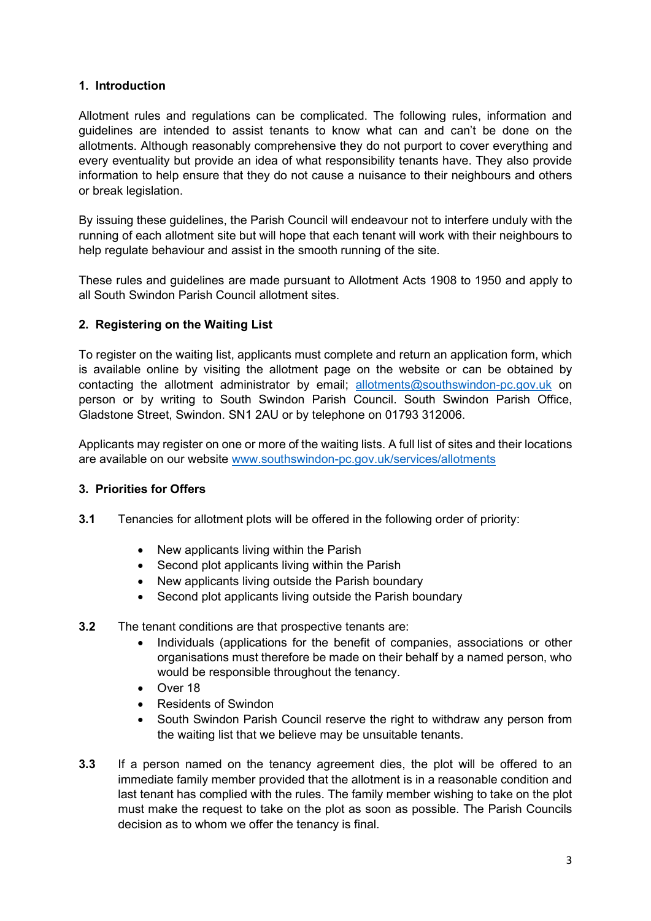## 1. Introduction

Allotment rules and regulations can be complicated. The following rules, information and guidelines are intended to assist tenants to know what can and can't be done on the allotments. Although reasonably comprehensive they do not purport to cover everything and every eventuality but provide an idea of what responsibility tenants have. They also provide information to help ensure that they do not cause a nuisance to their neighbours and others or break legislation.

By issuing these guidelines, the Parish Council will endeavour not to interfere unduly with the running of each allotment site but will hope that each tenant will work with their neighbours to help regulate behaviour and assist in the smooth running of the site.

These rules and guidelines are made pursuant to Allotment Acts 1908 to 1950 and apply to all South Swindon Parish Council allotment sites.

## 2. Registering on the Waiting List

To register on the waiting list, applicants must complete and return an application form, which is available online by visiting the allotment page on the website or can be obtained by contacting the allotment administrator by email; [allotments@southswindon-pc.gov.uk](mailto:allotments@southswindon-pc.gov.uk) on person or by writing to South Swindon Parish Council. South Swindon Parish Office, Gladstone Street, Swindon. SN1 2AU or by telephone on 01793 312006.

Applicants may register on one or more of the waiting lists. A full list of sites and their locations are available on our website [www.southswindon-pc.gov.uk/services/allotments](http://www.southswindon-pc.gov.uk/services/allotments)

## 3. Priorities for Offers

**3.1** Tenancies for allotment plots will be offered in the following order of priority:

- New applicants living within the Parish
- Second plot applicants living within the Parish
- New applicants living outside the Parish boundary
- Second plot applicants living outside the Parish boundary

**3.2** The tenant conditions are that prospective tenants are:

- Individuals (applications for the benefit of companies, associations or other organisations must therefore be made on their behalf by a named person, who would be responsible throughout the tenancy.
- Over 18
- Residents of Swindon
- South Swindon Parish Council reserve the right to withdraw any person from the waiting list that we believe may be unsuitable tenants.

**3.3** If a person named on the tenancy agreement dies, the plot will be offered to an immediate family member provided that the allotment is in a reasonable condition and last tenant has complied with the rules. The family member wishing to take on the plot must make the request to take on the plot as soon as possible. The Parish Councils decision as to whom we offer the tenancy is final.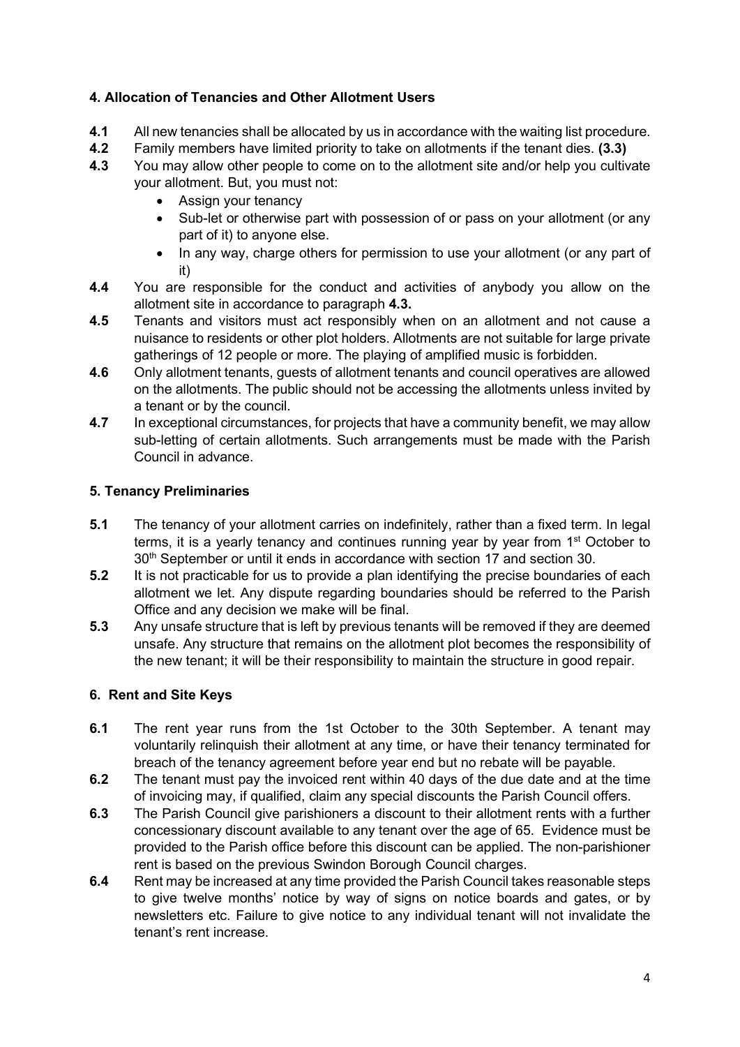### 4. Allocation of Tenancies and Other Allotment Users

**4.1** All new tenancies shall be allocated by us in accordance with the waiting list procedure.

**4.2** Family members have limited priority to take on allotments if the tenant dies. **(3.3)**

**4.3** You may allow other people to come on to the allotment site and/or help you cultivate your allotment. But, you must not:

- Assign your tenancy
- Sub-let or otherwise part with possession of or pass on your allotment (or any part of it) to anyone else.
- In any way, charge others for permission to use your allotment (or any part of it)

**4.4** You are responsible for the conduct and activities of anybody you allow on the allotment site in accordance to paragraph **4.3.**

**4.5** Tenants and visitors must act responsibly when on an allotment and not cause a nuisance to residents or other plot holders. Allotments are not suitable for large private gatherings of 12 people or more. The playing of amplified music is forbidden.

**4.6** Only allotment tenants, guests of allotment tenants and council operatives are allowed on the allotments. The public should not be accessing the allotments unless invited by a tenant or by the council.

**4.7** In exceptional circumstances, for projects that have a community benefit, we may allow sub-letting of certain allotments. Such arrangements must be made with the Parish Council in advance.

### 5. Tenancy Preliminaries

**5.1** The tenancy of your allotment carries on indefinitely, rather than a fixed term. In legal terms, it is a yearly tenancy and continues running year by year from 1st October to 30th September or until it ends in accordance with section 17 and section 30.

**5.2** It is not practicable for us to provide a plan identifying the precise boundaries of each allotment we let. Any dispute regarding boundaries should be referred to the Parish Office and any decision we make will be final.

**5.3** Any unsafe structure that is left by previous tenants will be removed if they are deemed unsafe. Any structure that remains on the allotment plot becomes the responsibility of the new tenant; it will be their responsibility to maintain the structure in good repair.

### 6. Rent and Site Keys

**6.1** The rent year runs from the 1st October to the 30th September. A tenant may voluntarily relinquish their allotment at any time, or have their tenancy terminated for breach of the tenancy agreement before year end but no rebate will be payable.

**6.2** The tenant must pay the invoiced rent within 40 days of the due date and at the time of invoicing may, if qualified, claim any special discounts the Parish Council offers.

**6.3** The Parish Council give parishioners a discount to their allotment rents with a further concessionary discount available to any tenant over the age of 65. Evidence must be provided to the Parish office before this discount can be applied. The non-parishioner rent is based on the previous Swindon Borough Council charges.

**6.4** Rent may be increased at any time provided the Parish Council takes reasonable steps to give twelve months' notice by way of signs on notice boards and gates, or by newsletters etc. Failure to give notice to any individual tenant will not invalidate the tenant's rent increase.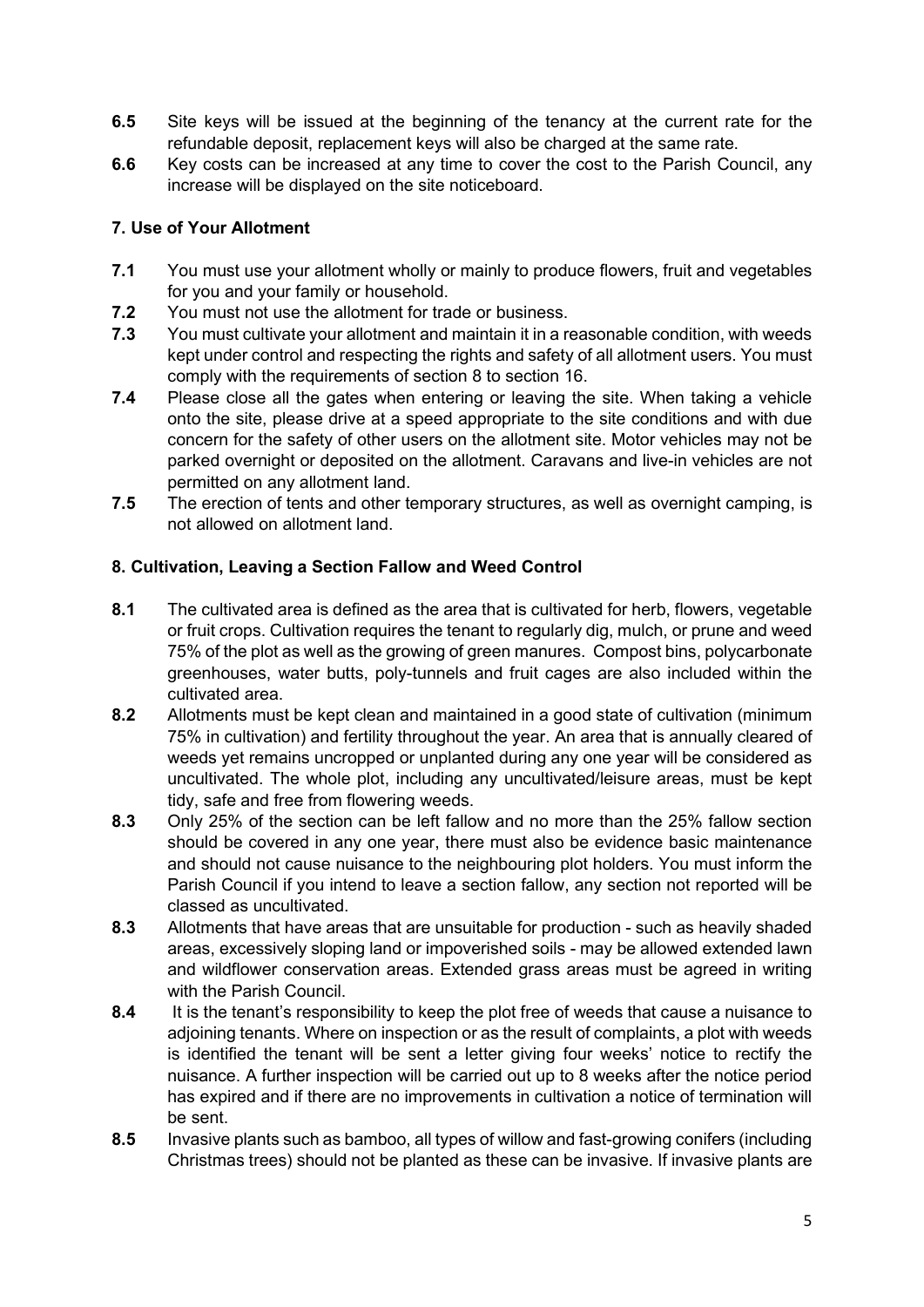**6.5** Site keys will be issued at the beginning of the tenancy at the current rate for the refundable deposit, replacement keys will also be charged at the same rate.

**6.6** Key costs can be increased at any time to cover the cost to the Parish Council, any increase will be displayed on the site noticeboard.

### 7. Use of Your Allotment

**7.1** You must use your allotment wholly or mainly to produce flowers, fruit and vegetables for you and your family or household.

**7.2** You must not use the allotment for trade or business.

**7.3** You must cultivate your allotment and maintain it in a reasonable condition, with weeds kept under control and respecting the rights and safety of all allotment users. You must comply with the requirements of section 8 to section 16.

**7.4** Please close all the gates when entering or leaving the site. When taking a vehicle onto the site, please drive at a speed appropriate to the site conditions and with due concern for the safety of other users on the allotment site. Motor vehicles may not be parked overnight or deposited on the allotment. Caravans and live-in vehicles are not permitted on any allotment land.

**7.5** The erection of tents and other temporary structures, as well as overnight camping, is not allowed on allotment land.

### 8. Cultivation, Leaving a Section Fallow and Weed Control

**8.1** The cultivated area is defined as the area that is cultivated for herb, flowers, vegetable or fruit crops. Cultivation requires the tenant to regularly dig, mulch, or prune and weed 75% of the plot as well as the growing of green manures. Compost bins, polycarbonate greenhouses, water butts, poly-tunnels and fruit cages are also included within the cultivated area.

**8.2** Allotments must be kept clean and maintained in a good state of cultivation (minimum 75% in cultivation) and fertility throughout the year. An area that is annually cleared of weeds yet remains uncropped or unplanted during any one year will be considered as uncultivated. The whole plot, including any uncultivated/leisure areas, must be kept tidy, safe and free from flowering weeds.

**8.3** Only 25% of the section can be left fallow and no more than the 25% fallow section should be covered in any one year, there must also be evidence basic maintenance and should not cause nuisance to the neighbouring plot holders. You must inform the Parish Council if you intend to leave a section fallow, any section not reported will be classed as uncultivated.

**8.3** Allotments that have areas that are unsuitable for production - such as heavily shaded areas, excessively sloping land or impoverished soils - may be allowed extended lawn and wildflower conservation areas. Extended grass areas must be agreed in writing with the Parish Council.

**8.4** It is the tenant's responsibility to keep the plot free of weeds that cause a nuisance to adjoining tenants. Where on inspection or as the result of complaints, a plot with weeds is identified the tenant will be sent a letter giving four weeks' notice to rectify the nuisance. A further inspection will be carried out up to 8 weeks after the notice period has expired and if there are no improvements in cultivation a notice of termination will be sent.

**8.5** Invasive plants such as bamboo, all types of willow and fast-growing conifers (including Christmas trees) should not be planted as these can be invasive. If invasive plants are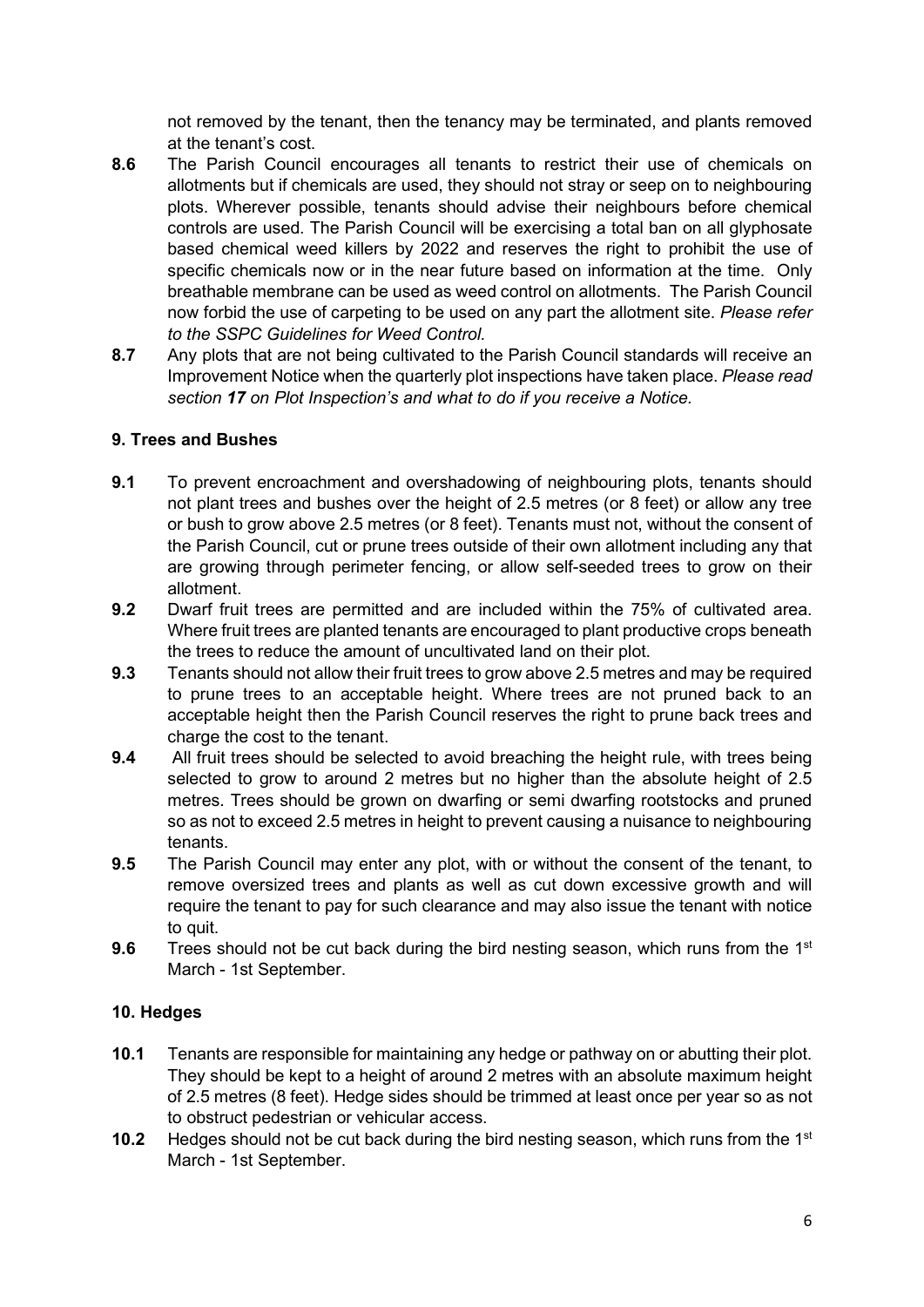not removed by the tenant, then the tenancy may be terminated, and plants removed at the tenant's cost.

**8.6** The Parish Council encourages all tenants to restrict their use of chemicals on allotments but if chemicals are used, they should not stray or seep on to neighbouring plots. Wherever possible, tenants should advise their neighbours before chemical controls are used. The Parish Council will be exercising a total ban on all glyphosate based chemical weed killers by 2022 and reserves the right to prohibit the use of specific chemicals now or in the near future based on information at the time. Only breathable membrane can be used as weed control on allotments. The Parish Council now forbid the use of carpeting to be used on any part the allotment site. *Please refer to the SSPC Guidelines for Weed Control.*

**8.7** Any plots that are not being cultivated to the Parish Council standards will receive an Improvement Notice when the quarterly plot inspections have taken place. *Please read section **17** on Plot Inspection's and what to do if you receive a Notice.*

### 9. Trees and Bushes

**9.1** To prevent encroachment and overshadowing of neighbouring plots, tenants should not plant trees and bushes over the height of 2.5 metres (or 8 feet) or allow any tree or bush to grow above 2.5 metres (or 8 feet). Tenants must not, without the consent of the Parish Council, cut or prune trees outside of their own allotment including any that are growing through perimeter fencing, or allow self-seeded trees to grow on their allotment.

**9.2** Dwarf fruit trees are permitted and are included within the 75% of cultivated area. Where fruit trees are planted tenants are encouraged to plant productive crops beneath the trees to reduce the amount of uncultivated land on their plot.

**9.3** Tenants should not allow their fruit trees to grow above 2.5 metres and may be required to prune trees to an acceptable height. Where trees are not pruned back to an acceptable height then the Parish Council reserves the right to prune back trees and charge the cost to the tenant.

**9.4** All fruit trees should be selected to avoid breaching the height rule, with trees being selected to grow to around 2 metres but no higher than the absolute height of 2.5 metres. Trees should be grown on dwarfing or semi dwarfing rootstocks and pruned so as not to exceed 2.5 metres in height to prevent causing a nuisance to neighbouring tenants.

**9.5** The Parish Council may enter any plot, with or without the consent of the tenant, to remove oversized trees and plants as well as cut down excessive growth and will require the tenant to pay for such clearance and may also issue the tenant with notice to quit.

**9.6** Trees should not be cut back during the bird nesting season, which runs from the 1st March - 1st September.

### 10. Hedges

**10.1** Tenants are responsible for maintaining any hedge or pathway on or abutting their plot. They should be kept to a height of around 2 metres with an absolute maximum height of 2.5 metres (8 feet). Hedge sides should be trimmed at least once per year so as not to obstruct pedestrian or vehicular access.

**10.2** Hedges should not be cut back during the bird nesting season, which runs from the 1st March - 1st September.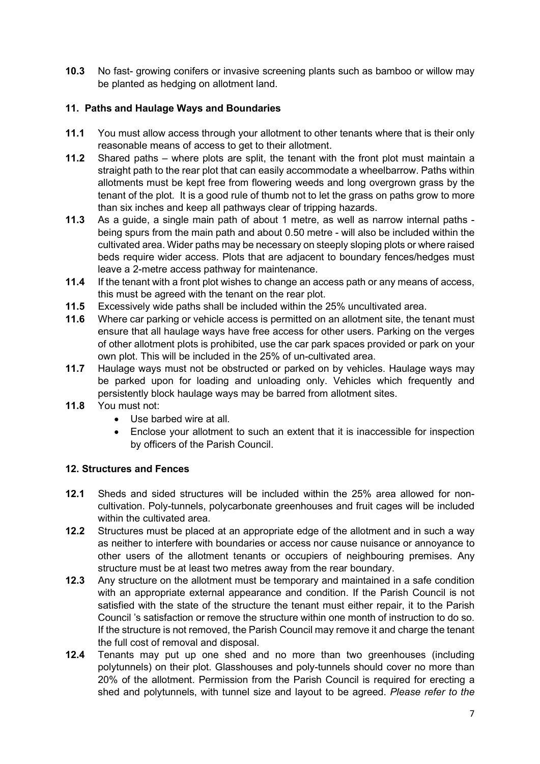**10.3** No fast- growing conifers or invasive screening plants such as bamboo or willow may be planted as hedging on allotment land.

### 11. Paths and Haulage Ways and Boundaries

**11.1** You must allow access through your allotment to other tenants where that is their only reasonable means of access to get to their allotment.

**11.2** Shared paths – where plots are split, the tenant with the front plot must maintain a straight path to the rear plot that can easily accommodate a wheelbarrow. Paths within allotments must be kept free from flowering weeds and long overgrown grass by the tenant of the plot. It is a good rule of thumb not to let the grass on paths grow to more than six inches and keep all pathways clear of tripping hazards.

**11.3** As a guide, a single main path of about 1 metre, as well as narrow internal paths - being spurs from the main path and about 0.50 metre - will also be included within the cultivated area. Wider paths may be necessary on steeply sloping plots or where raised beds require wider access. Plots that are adjacent to boundary fences/hedges must leave a 2-metre access pathway for maintenance.

**11.4** If the tenant with a front plot wishes to change an access path or any means of access, this must be agreed with the tenant on the rear plot.

**11.5** Excessively wide paths shall be included within the 25% uncultivated area.

**11.6** Where car parking or vehicle access is permitted on an allotment site, the tenant must ensure that all haulage ways have free access for other users. Parking on the verges of other allotment plots is prohibited, use the car park spaces provided or park on your own plot. This will be included in the 25% of un-cultivated area.

**11.7** Haulage ways must not be obstructed or parked on by vehicles. Haulage ways may be parked upon for loading and unloading only. Vehicles which frequently and persistently block haulage ways may be barred from allotment sites.

**11.8** You must not:

- Use barbed wire at all.
- Enclose your allotment to such an extent that it is inaccessible for inspection by officers of the Parish Council.

### 12. Structures and Fences

**12.1** Sheds and sided structures will be included within the 25% area allowed for non-cultivation. Poly-tunnels, polycarbonate greenhouses and fruit cages will be included within the cultivated area.

**12.2** Structures must be placed at an appropriate edge of the allotment and in such a way as neither to interfere with boundaries or access nor cause nuisance or annoyance to other users of the allotment tenants or occupiers of neighbouring premises. Any structure must be at least two metres away from the rear boundary.

**12.3** Any structure on the allotment must be temporary and maintained in a safe condition with an appropriate external appearance and condition. If the Parish Council is not satisfied with the state of the structure the tenant must either repair, it to the Parish Council 's satisfaction or remove the structure within one month of instruction to do so. If the structure is not removed, the Parish Council may remove it and charge the tenant the full cost of removal and disposal.

**12.4** Tenants may put up one shed and no more than two greenhouses (including polytunnels) on their plot. Glasshouses and poly-tunnels should cover no more than 20% of the allotment. Permission from the Parish Council is required for erecting a shed and polytunnels, with tunnel size and layout to be agreed. *Please refer to the*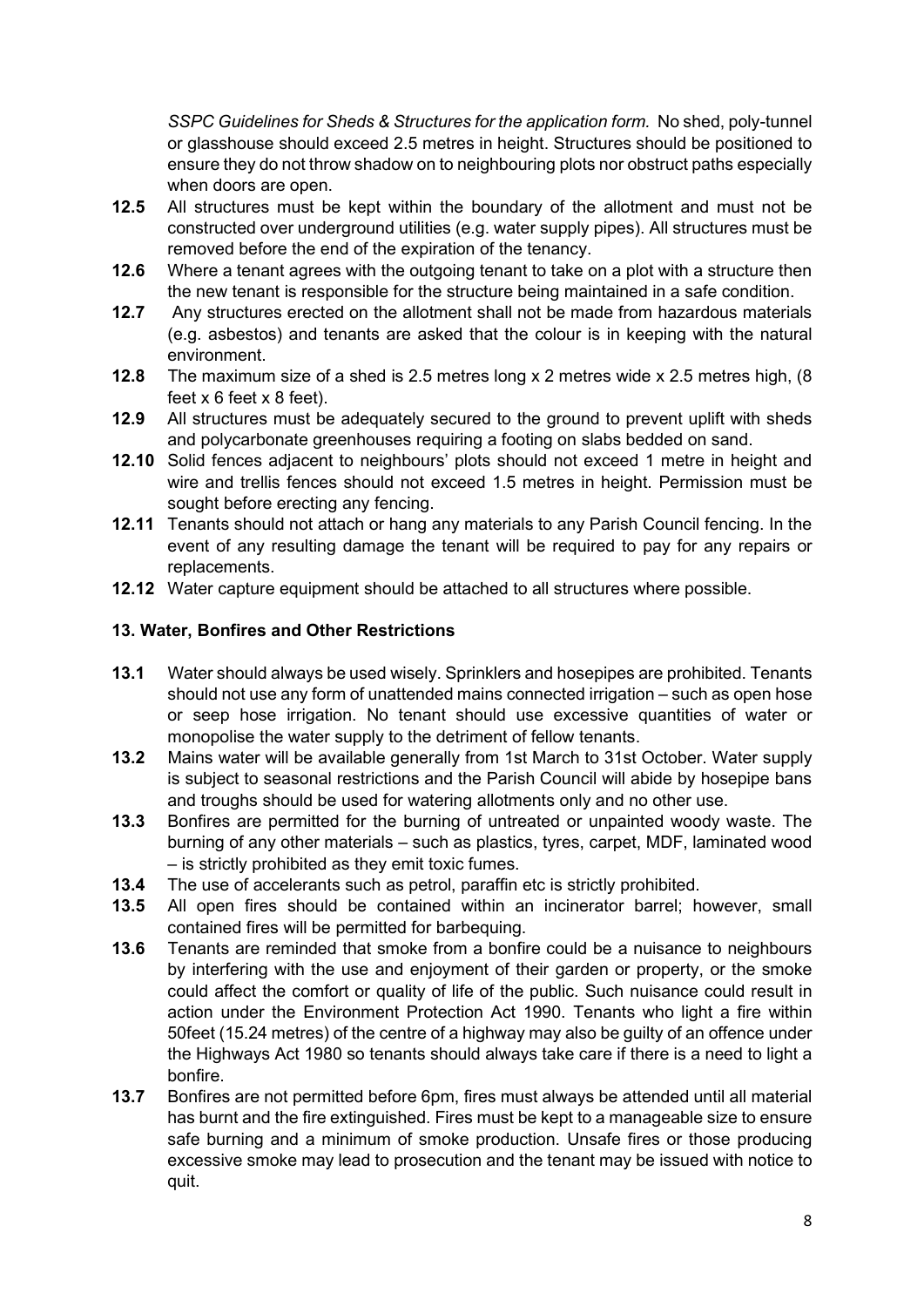*SSPC Guidelines for Sheds & Structures for the application form.* No shed, poly-tunnel or glasshouse should exceed 2.5 metres in height. Structures should be positioned to ensure they do not throw shadow on to neighbouring plots nor obstruct paths especially when doors are open.

**12.5** All structures must be kept within the boundary of the allotment and must not be constructed over underground utilities (e.g. water supply pipes). All structures must be removed before the end of the expiration of the tenancy.

**12.6** Where a tenant agrees with the outgoing tenant to take on a plot with a structure then the new tenant is responsible for the structure being maintained in a safe condition.

**12.7** Any structures erected on the allotment shall not be made from hazardous materials (e.g. asbestos) and tenants are asked that the colour is in keeping with the natural environment.

**12.8** The maximum size of a shed is 2.5 metres long x 2 metres wide x 2.5 metres high, (8 feet x 6 feet x 8 feet).

**12.9** All structures must be adequately secured to the ground to prevent uplift with sheds and polycarbonate greenhouses requiring a footing on slabs bedded on sand.

**12.10** Solid fences adjacent to neighbours' plots should not exceed 1 metre in height and wire and trellis fences should not exceed 1.5 metres in height. Permission must be sought before erecting any fencing.

**12.11** Tenants should not attach or hang any materials to any Parish Council fencing. In the event of any resulting damage the tenant will be required to pay for any repairs or replacements.

**12.12** Water capture equipment should be attached to all structures where possible.

### 13. Water, Bonfires and Other Restrictions

**13.1** Water should always be used wisely. Sprinklers and hosepipes are prohibited. Tenants should not use any form of unattended mains connected irrigation – such as open hose or seep hose irrigation. No tenant should use excessive quantities of water or monopolise the water supply to the detriment of fellow tenants.

**13.2** Mains water will be available generally from 1st March to 31st October. Water supply is subject to seasonal restrictions and the Parish Council will abide by hosepipe bans and troughs should be used for watering allotments only and no other use.

**13.3** Bonfires are permitted for the burning of untreated or unpainted woody waste. The burning of any other materials – such as plastics, tyres, carpet, MDF, laminated wood – is strictly prohibited as they emit toxic fumes.

**13.4** The use of accelerants such as petrol, paraffin etc is strictly prohibited.

**13.5** All open fires should be contained within an incinerator barrel; however, small contained fires will be permitted for barbequing.

**13.6** Tenants are reminded that smoke from a bonfire could be a nuisance to neighbours by interfering with the use and enjoyment of their garden or property, or the smoke could affect the comfort or quality of life of the public. Such nuisance could result in action under the Environment Protection Act 1990. Tenants who light a fire within 50feet (15.24 metres) of the centre of a highway may also be guilty of an offence under the Highways Act 1980 so tenants should always take care if there is a need to light a bonfire.

**13.7** Bonfires are not permitted before 6pm, fires must always be attended until all material has burnt and the fire extinguished. Fires must be kept to a manageable size to ensure safe burning and a minimum of smoke production. Unsafe fires or those producing excessive smoke may lead to prosecution and the tenant may be issued with notice to quit.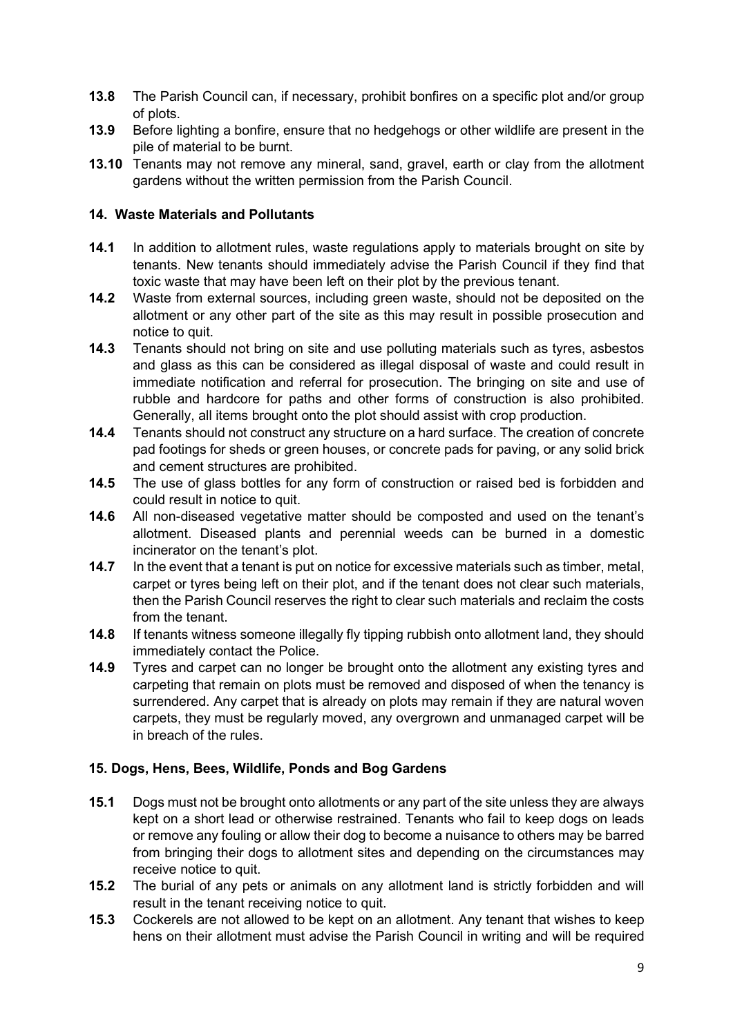**13.8** The Parish Council can, if necessary, prohibit bonfires on a specific plot and/or group of plots.

**13.9** Before lighting a bonfire, ensure that no hedgehogs or other wildlife are present in the pile of material to be burnt.

**13.10** Tenants may not remove any mineral, sand, gravel, earth or clay from the allotment gardens without the written permission from the Parish Council.

### 14. Waste Materials and Pollutants

**14.1** In addition to allotment rules, waste regulations apply to materials brought on site by tenants. New tenants should immediately advise the Parish Council if they find that toxic waste that may have been left on their plot by the previous tenant.

**14.2** Waste from external sources, including green waste, should not be deposited on the allotment or any other part of the site as this may result in possible prosecution and notice to quit.

**14.3** Tenants should not bring on site and use polluting materials such as tyres, asbestos and glass as this can be considered as illegal disposal of waste and could result in immediate notification and referral for prosecution. The bringing on site and use of rubble and hardcore for paths and other forms of construction is also prohibited. Generally, all items brought onto the plot should assist with crop production.

**14.4** Tenants should not construct any structure on a hard surface. The creation of concrete pad footings for sheds or green houses, or concrete pads for paving, or any solid brick and cement structures are prohibited.

**14.5** The use of glass bottles for any form of construction or raised bed is forbidden and could result in notice to quit.

**14.6** All non-diseased vegetative matter should be composted and used on the tenant's allotment. Diseased plants and perennial weeds can be burned in a domestic incinerator on the tenant's plot.

**14.7** In the event that a tenant is put on notice for excessive materials such as timber, metal, carpet or tyres being left on their plot, and if the tenant does not clear such materials, then the Parish Council reserves the right to clear such materials and reclaim the costs from the tenant.

**14.8** If tenants witness someone illegally fly tipping rubbish onto allotment land, they should immediately contact the Police.

**14.9** Tyres and carpet can no longer be brought onto the allotment any existing tyres and carpeting that remain on plots must be removed and disposed of when the tenancy is surrendered. Any carpet that is already on plots may remain if they are natural woven carpets, they must be regularly moved, any overgrown and unmanaged carpet will be in breach of the rules.

### 15. Dogs, Hens, Bees, Wildlife, Ponds and Bog Gardens

**15.1** Dogs must not be brought onto allotments or any part of the site unless they are always kept on a short lead or otherwise restrained. Tenants who fail to keep dogs on leads or remove any fouling or allow their dog to become a nuisance to others may be barred from bringing their dogs to allotment sites and depending on the circumstances may receive notice to quit.

**15.2** The burial of any pets or animals on any allotment land is strictly forbidden and will result in the tenant receiving notice to quit.

**15.3** Cockerels are not allowed to be kept on an allotment. Any tenant that wishes to keep hens on their allotment must advise the Parish Council in writing and will be required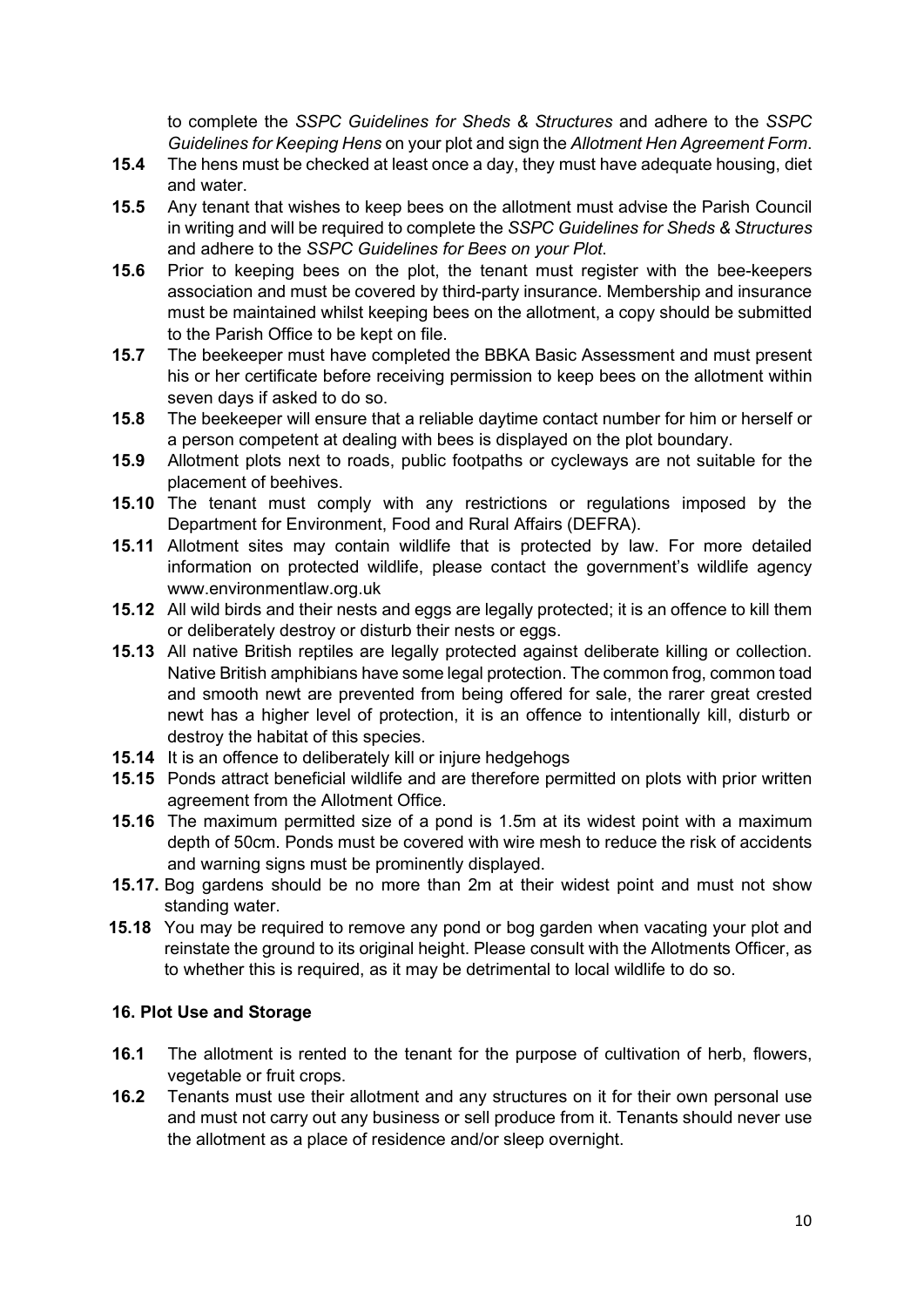to complete the *SSPC Guidelines for Sheds & Structures* and adhere to the *SSPC Guidelines for Keeping Hens* on your plot and sign the *Allotment Hen Agreement Form*.

**15.4** The hens must be checked at least once a day, they must have adequate housing, diet and water.

**15.5** Any tenant that wishes to keep bees on the allotment must advise the Parish Council in writing and will be required to complete the *SSPC Guidelines for Sheds & Structures* and adhere to the *SSPC Guidelines for Bees on your Plot*.

**15.6** Prior to keeping bees on the plot, the tenant must register with the bee-keepers association and must be covered by third-party insurance. Membership and insurance must be maintained whilst keeping bees on the allotment, a copy should be submitted to the Parish Office to be kept on file.

**15.7** The beekeeper must have completed the BBKA Basic Assessment and must present his or her certificate before receiving permission to keep bees on the allotment within seven days if asked to do so.

**15.8** The beekeeper will ensure that a reliable daytime contact number for him or herself or a person competent at dealing with bees is displayed on the plot boundary.

**15.9** Allotment plots next to roads, public footpaths or cycleways are not suitable for the placement of beehives.

**15.10** The tenant must comply with any restrictions or regulations imposed by the Department for Environment, Food and Rural Affairs (DEFRA).

**15.11** Allotment sites may contain wildlife that is protected by law. For more detailed information on protected wildlife, please contact the government's wildlife agency www.environmentlaw.org.uk

**15.12** All wild birds and their nests and eggs are legally protected; it is an offence to kill them or deliberately destroy or disturb their nests or eggs.

**15.13** All native British reptiles are legally protected against deliberate killing or collection. Native British amphibians have some legal protection. The common frog, common toad and smooth newt are prevented from being offered for sale, the rarer great crested newt has a higher level of protection, it is an offence to intentionally kill, disturb or destroy the habitat of this species.

**15.14** It is an offence to deliberately kill or injure hedgehogs

**15.15** Ponds attract beneficial wildlife and are therefore permitted on plots with prior written agreement from the Allotment Office.

**15.16** The maximum permitted size of a pond is 1.5m at its widest point with a maximum depth of 50cm. Ponds must be covered with wire mesh to reduce the risk of accidents and warning signs must be prominently displayed.

**15.17.** Bog gardens should be no more than 2m at their widest point and must not show standing water.

**15.18** You may be required to remove any pond or bog garden when vacating your plot and reinstate the ground to its original height. Please consult with the Allotments Officer, as to whether this is required, as it may be detrimental to local wildlife to do so.

### 16. Plot Use and Storage

**16.1** The allotment is rented to the tenant for the purpose of cultivation of herb, flowers, vegetable or fruit crops.

**16.2** Tenants must use their allotment and any structures on it for their own personal use and must not carry out any business or sell produce from it. Tenants should never use the allotment as a place of residence and/or sleep overnight.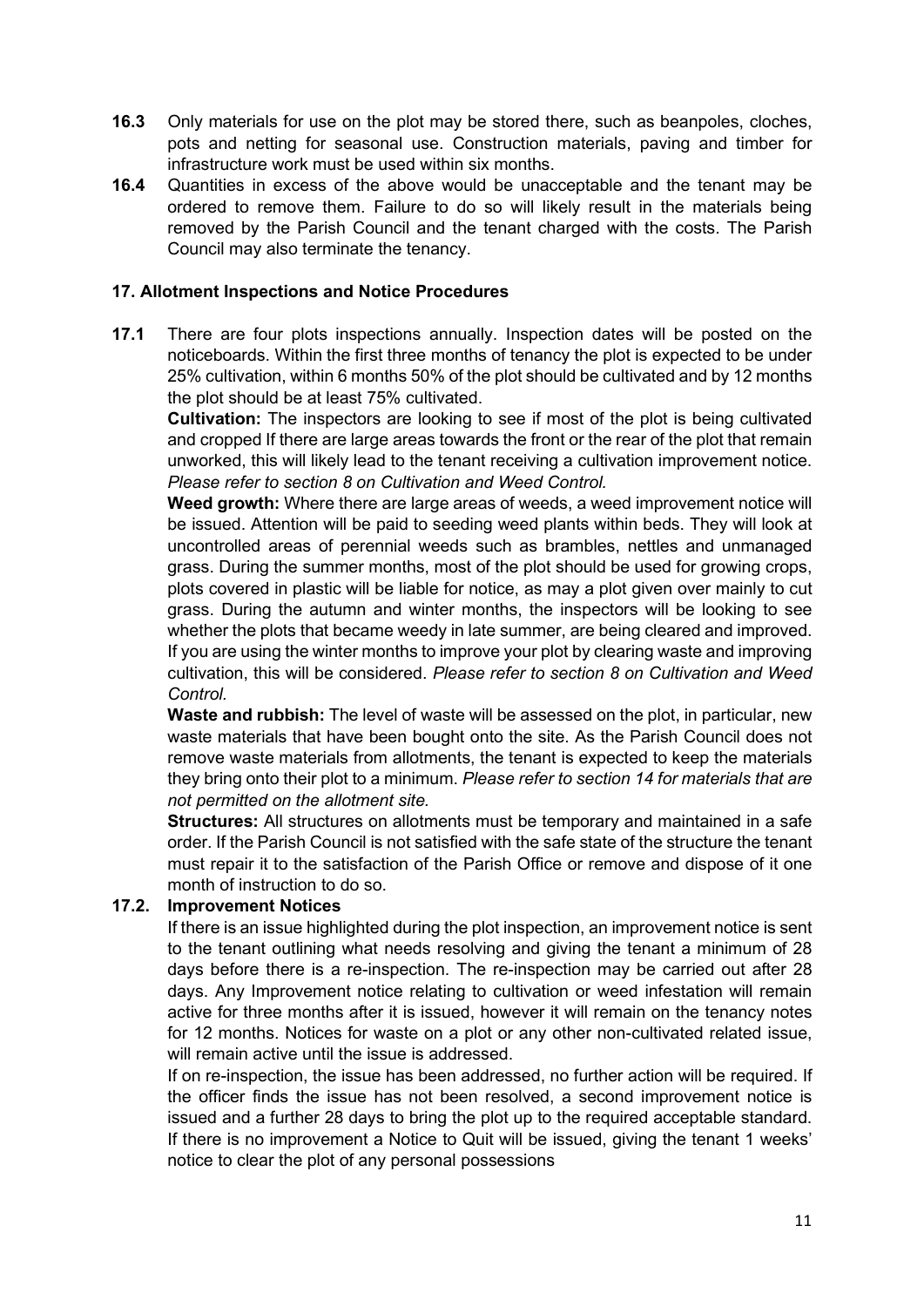**16.3** Only materials for use on the plot may be stored there, such as beanpoles, cloches, pots and netting for seasonal use. Construction materials, paving and timber for infrastructure work must be used within six months.

**16.4** Quantities in excess of the above would be unacceptable and the tenant may be ordered to remove them. Failure to do so will likely result in the materials being removed by the Parish Council and the tenant charged with the costs. The Parish Council may also terminate the tenancy.

## 17. Allotment Inspections and Notice Procedures

**17.1** There are four plots inspections annually. Inspection dates will be posted on the noticeboards. Within the first three months of tenancy the plot is expected to be under 25% cultivation, within 6 months 50% of the plot should be cultivated and by 12 months the plot should be at least 75% cultivated.

**Cultivation:** The inspectors are looking to see if most of the plot is being cultivated and cropped If there are large areas towards the front or the rear of the plot that remain unworked, this will likely lead to the tenant receiving a cultivation improvement notice. *Please refer to section 8 on Cultivation and Weed Control.*

**Weed growth:** Where there are large areas of weeds, a weed improvement notice will be issued. Attention will be paid to seeding weed plants within beds. They will look at uncontrolled areas of perennial weeds such as brambles, nettles and unmanaged grass. During the summer months, most of the plot should be used for growing crops, plots covered in plastic will be liable for notice, as may a plot given over mainly to cut grass. During the autumn and winter months, the inspectors will be looking to see whether the plots that became weedy in late summer, are being cleared and improved. If you are using the winter months to improve your plot by clearing waste and improving cultivation, this will be considered. *Please refer to section 8 on Cultivation and Weed Control.*

**Waste and rubbish:** The level of waste will be assessed on the plot, in particular, new waste materials that have been bought onto the site. As the Parish Council does not remove waste materials from allotments, the tenant is expected to keep the materials they bring onto their plot to a minimum. *Please refer to section 14 for materials that are not permitted on the allotment site.*

**Structures:** All structures on allotments must be temporary and maintained in a safe order. If the Parish Council is not satisfied with the safe state of the structure the tenant must repair it to the satisfaction of the Parish Office or remove and dispose of it one month of instruction to do so.

**17.2. Improvement Notices**

If there is an issue highlighted during the plot inspection, an improvement notice is sent to the tenant outlining what needs resolving and giving the tenant a minimum of 28 days before there is a re-inspection. The re-inspection may be carried out after 28 days. Any Improvement notice relating to cultivation or weed infestation will remain active for three months after it is issued, however it will remain on the tenancy notes for 12 months. Notices for waste on a plot or any other non-cultivated related issue, will remain active until the issue is addressed.

If on re-inspection, the issue has been addressed, no further action will be required. If the officer finds the issue has not been resolved, a second improvement notice is issued and a further 28 days to bring the plot up to the required acceptable standard. If there is no improvement a Notice to Quit will be issued, giving the tenant 1 weeks' notice to clear the plot of any personal possessions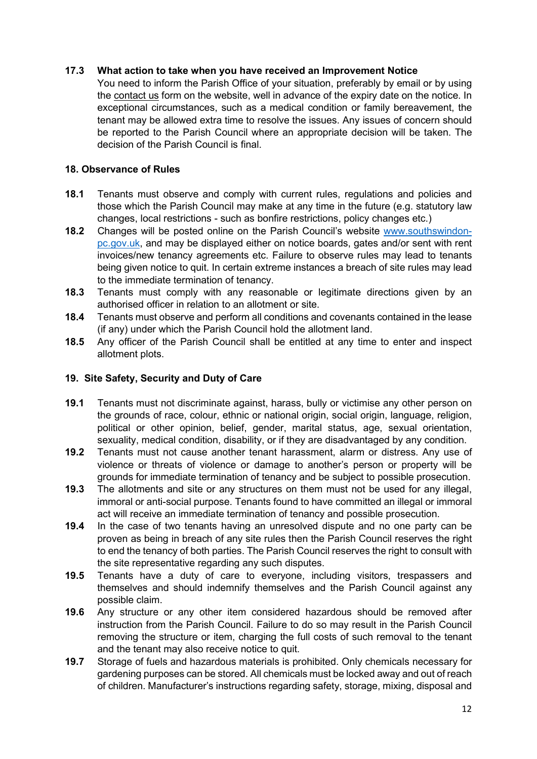**17.3 What action to take when you have received an Improvement Notice**

You need to inform the Parish Office of your situation, preferably by email or by using the contact us form on the website, well in advance of the expiry date on the notice. In exceptional circumstances, such as a medical condition or family bereavement, the tenant may be allowed extra time to resolve the issues. Any issues of concern should be reported to the Parish Council where an appropriate decision will be taken. The decision of the Parish Council is final.

## 18. Observance of Rules

**18.1** Tenants must observe and comply with current rules, regulations and policies and those which the Parish Council may make at any time in the future (e.g. statutory law changes, local restrictions - such as bonfire restrictions, policy changes etc.)

**18.2** Changes will be posted online on the Parish Council's website www.southswindon-pc.gov.uk, and may be displayed either on notice boards, gates and/or sent with rent invoices/new tenancy agreements etc. Failure to observe rules may lead to tenants being given notice to quit. In certain extreme instances a breach of site rules may lead to the immediate termination of tenancy.

**18.3** Tenants must comply with any reasonable or legitimate directions given by an authorised officer in relation to an allotment or site.

**18.4** Tenants must observe and perform all conditions and covenants contained in the lease (if any) under which the Parish Council hold the allotment land.

**18.5** Any officer of the Parish Council shall be entitled at any time to enter and inspect allotment plots.

## 19. Site Safety, Security and Duty of Care

**19.1** Tenants must not discriminate against, harass, bully or victimise any other person on the grounds of race, colour, ethnic or national origin, social origin, language, religion, political or other opinion, belief, gender, marital status, age, sexual orientation, sexuality, medical condition, disability, or if they are disadvantaged by any condition.

**19.2** Tenants must not cause another tenant harassment, alarm or distress. Any use of violence or threats of violence or damage to another's person or property will be grounds for immediate termination of tenancy and be subject to possible prosecution.

**19.3** The allotments and site or any structures on them must not be used for any illegal, immoral or anti-social purpose. Tenants found to have committed an illegal or immoral act will receive an immediate termination of tenancy and possible prosecution.

**19.4** In the case of two tenants having an unresolved dispute and no one party can be proven as being in breach of any site rules then the Parish Council reserves the right to end the tenancy of both parties. The Parish Council reserves the right to consult with the site representative regarding any such disputes.

**19.5** Tenants have a duty of care to everyone, including visitors, trespassers and themselves and should indemnify themselves and the Parish Council against any possible claim.

**19.6** Any structure or any other item considered hazardous should be removed after instruction from the Parish Council. Failure to do so may result in the Parish Council removing the structure or item, charging the full costs of such removal to the tenant and the tenant may also receive notice to quit.

**19.7** Storage of fuels and hazardous materials is prohibited. Only chemicals necessary for gardening purposes can be stored. All chemicals must be locked away and out of reach of children. Manufacturer's instructions regarding safety, storage, mixing, disposal and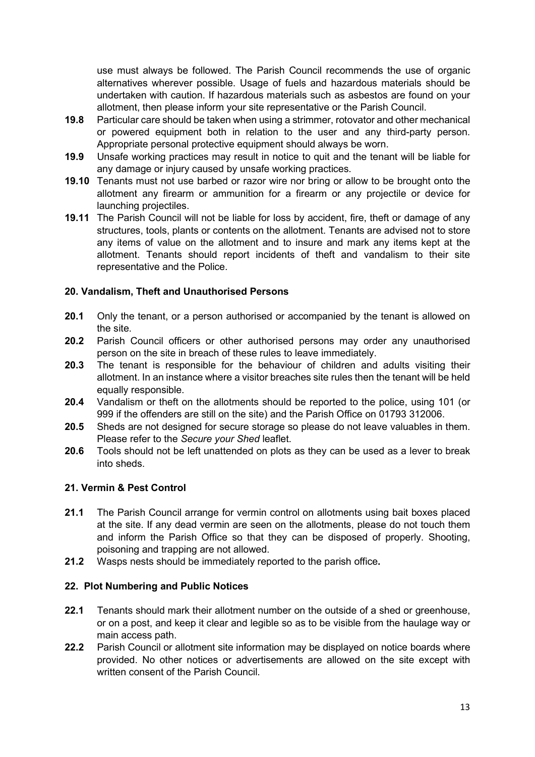use must always be followed. The Parish Council recommends the use of organic alternatives wherever possible. Usage of fuels and hazardous materials should be undertaken with caution. If hazardous materials such as asbestos are found on your allotment, then please inform your site representative or the Parish Council.

**19.8** Particular care should be taken when using a strimmer, rotovator and other mechanical or powered equipment both in relation to the user and any third-party person. Appropriate personal protective equipment should always be worn.

**19.9** Unsafe working practices may result in notice to quit and the tenant will be liable for any damage or injury caused by unsafe working practices.

**19.10** Tenants must not use barbed or razor wire nor bring or allow to be brought onto the allotment any firearm or ammunition for a firearm or any projectile or device for launching projectiles.

**19.11** The Parish Council will not be liable for loss by accident, fire, theft or damage of any structures, tools, plants or contents on the allotment. Tenants are advised not to store any items of value on the allotment and to insure and mark any items kept at the allotment. Tenants should report incidents of theft and vandalism to their site representative and the Police.

### 20. Vandalism, Theft and Unauthorised Persons

**20.1** Only the tenant, or a person authorised or accompanied by the tenant is allowed on the site.

**20.2** Parish Council officers or other authorised persons may order any unauthorised person on the site in breach of these rules to leave immediately.

**20.3** The tenant is responsible for the behaviour of children and adults visiting their allotment. In an instance where a visitor breaches site rules then the tenant will be held equally responsible.

**20.4** Vandalism or theft on the allotments should be reported to the police, using 101 (or 999 if the offenders are still on the site) and the Parish Office on 01793 312006.

**20.5** Sheds are not designed for secure storage so please do not leave valuables in them. Please refer to the *Secure your Shed* leaflet.

**20.6** Tools should not be left unattended on plots as they can be used as a lever to break into sheds.

### 21. Vermin & Pest Control

**21.1** The Parish Council arrange for vermin control on allotments using bait boxes placed at the site. If any dead vermin are seen on the allotments, please do not touch them and inform the Parish Office so that they can be disposed of properly. Shooting, poisoning and trapping are not allowed.

**21.2** Wasps nests should be immediately reported to the parish office**.**

### 22. Plot Numbering and Public Notices

**22.1** Tenants should mark their allotment number on the outside of a shed or greenhouse, or on a post, and keep it clear and legible so as to be visible from the haulage way or main access path.

**22.2** Parish Council or allotment site information may be displayed on notice boards where provided. No other notices or advertisements are allowed on the site except with written consent of the Parish Council.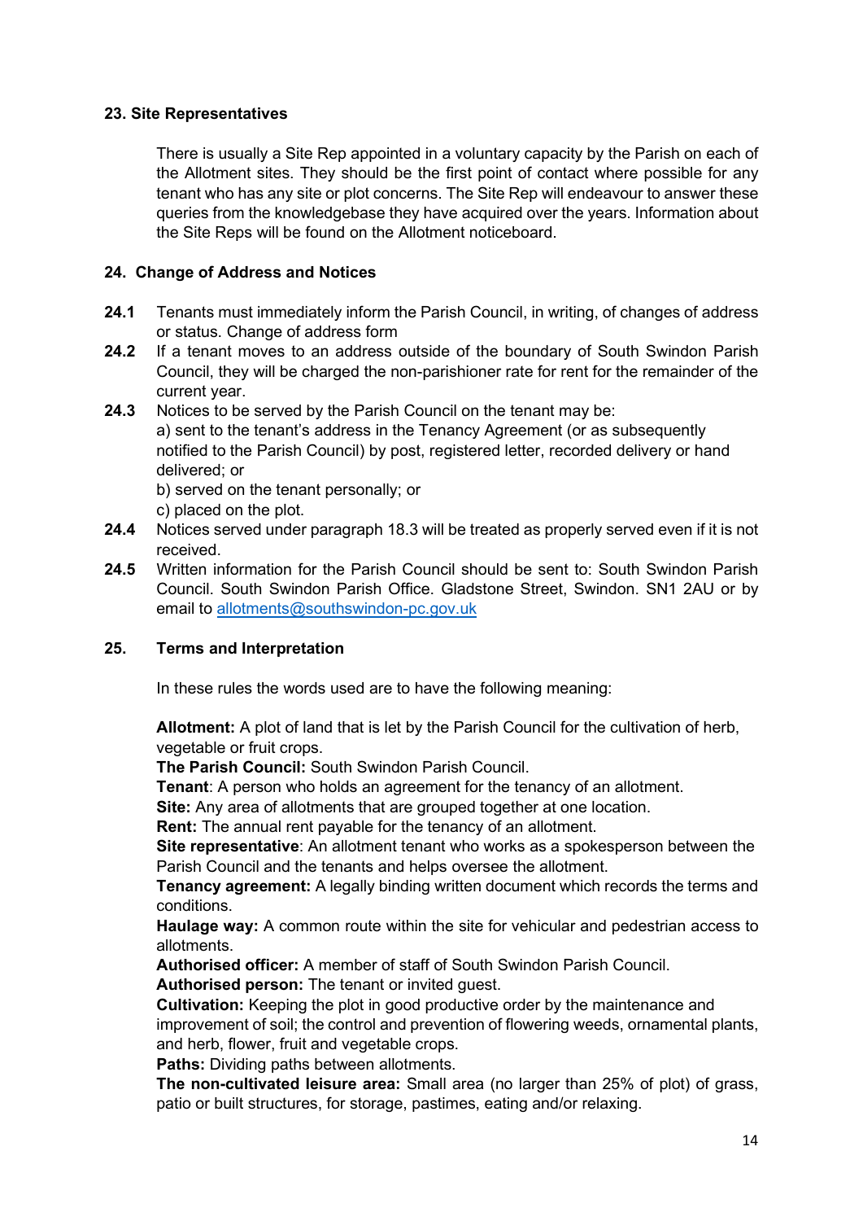### 23. Site Representatives

There is usually a Site Rep appointed in a voluntary capacity by the Parish on each of the Allotment sites. They should be the first point of contact where possible for any tenant who has any site or plot concerns. The Site Rep will endeavour to answer these queries from the knowledgebase they have acquired over the years. Information about the Site Reps will be found on the Allotment noticeboard.

### 24. Change of Address and Notices

**24.1** Tenants must immediately inform the Parish Council, in writing, of changes of address or status. Change of address form

**24.2** If a tenant moves to an address outside of the boundary of South Swindon Parish Council, they will be charged the non-parishioner rate for rent for the remainder of the current year.

**24.3** Notices to be served by the Parish Council on the tenant may be:
a) sent to the tenant's address in the Tenancy Agreement (or as subsequently notified to the Parish Council) by post, registered letter, recorded delivery or hand delivered; or
b) served on the tenant personally; or
c) placed on the plot.

**24.4** Notices served under paragraph 18.3 will be treated as properly served even if it is not received.

**24.5** Written information for the Parish Council should be sent to: South Swindon Parish Council. South Swindon Parish Office. Gladstone Street, Swindon. SN1 2AU or by email to allotments@southswindon-pc.gov.uk

### 25. Terms and Interpretation

In these rules the words used are to have the following meaning:

**Allotment:** A plot of land that is let by the Parish Council for the cultivation of herb, vegetable or fruit crops.
**The Parish Council:** South Swindon Parish Council.
**Tenant**: A person who holds an agreement for the tenancy of an allotment.
**Site:** Any area of allotments that are grouped together at one location.
**Rent:** The annual rent payable for the tenancy of an allotment.
**Site representative**: An allotment tenant who works as a spokesperson between the Parish Council and the tenants and helps oversee the allotment.
**Tenancy agreement:** A legally binding written document which records the terms and conditions.
**Haulage way:** A common route within the site for vehicular and pedestrian access to allotments.
**Authorised officer:** A member of staff of South Swindon Parish Council.
**Authorised person:** The tenant or invited guest.
**Cultivation:** Keeping the plot in good productive order by the maintenance and improvement of soil; the control and prevention of flowering weeds, ornamental plants, and herb, flower, fruit and vegetable crops.
**Paths:** Dividing paths between allotments.
**The non-cultivated leisure area:** Small area (no larger than 25% of plot) of grass, patio or built structures, for storage, pastimes, eating and/or relaxing.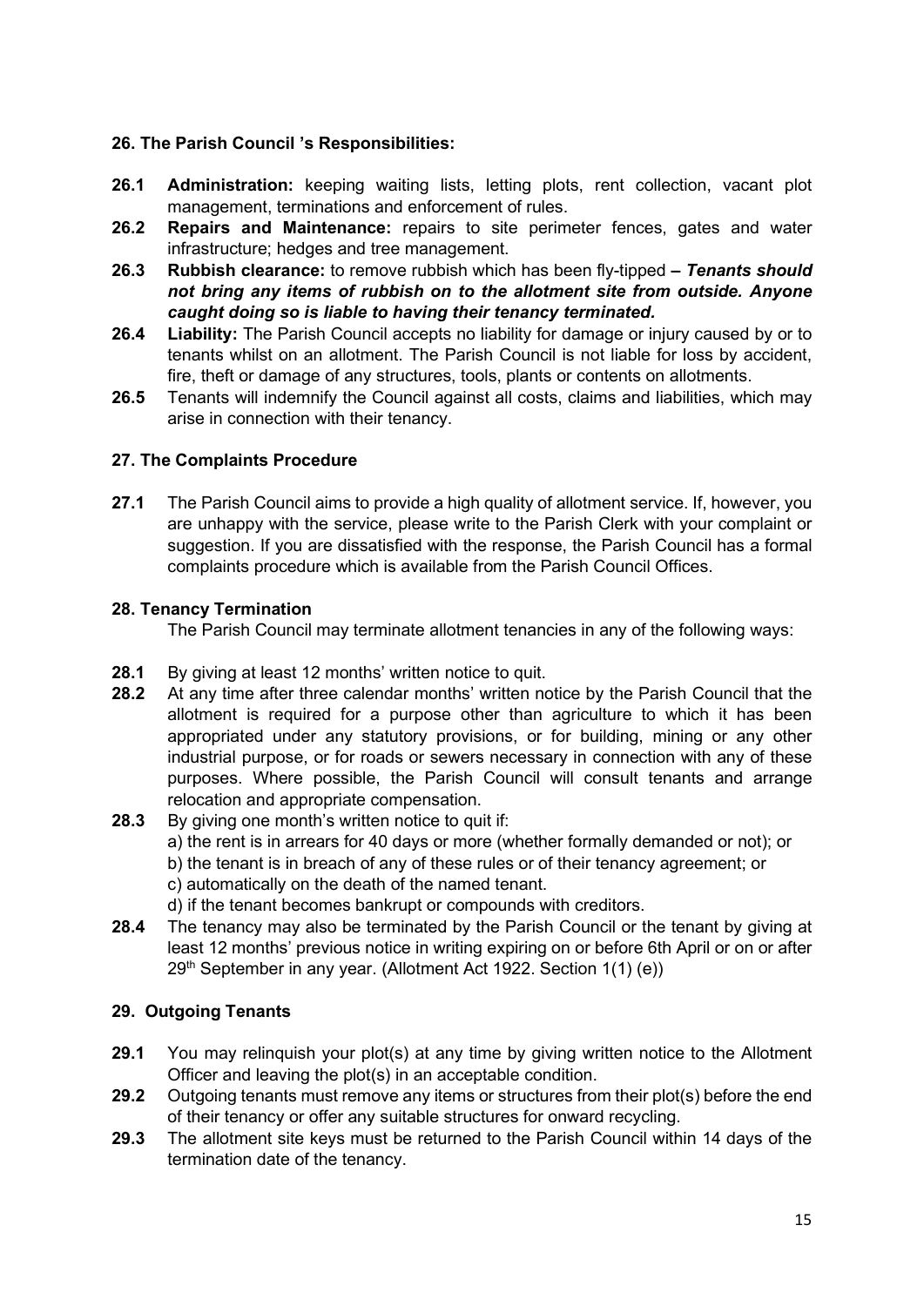## 26. The Parish Council 's Responsibilities:

**26.1** **Administration:** keeping waiting lists, letting plots, rent collection, vacant plot management, terminations and enforcement of rules.

**26.2** **Repairs and Maintenance:** repairs to site perimeter fences, gates and water infrastructure; hedges and tree management.

**26.3** **Rubbish clearance:** to remove rubbish which has been fly-tipped **– *Tenants should not bring any items of rubbish on to the allotment site from outside. Anyone caught doing so is liable to having their tenancy terminated.***

**26.4** **Liability:** The Parish Council accepts no liability for damage or injury caused by or to tenants whilst on an allotment. The Parish Council is not liable for loss by accident, fire, theft or damage of any structures, tools, plants or contents on allotments.

**26.5** Tenants will indemnify the Council against all costs, claims and liabilities, which may arise in connection with their tenancy.

## 27. The Complaints Procedure

**27.1** The Parish Council aims to provide a high quality of allotment service. If, however, you are unhappy with the service, please write to the Parish Clerk with your complaint or suggestion. If you are dissatisfied with the response, the Parish Council has a formal complaints procedure which is available from the Parish Council Offices.

## 28. Tenancy Termination

The Parish Council may terminate allotment tenancies in any of the following ways:

**28.1** By giving at least 12 months' written notice to quit.

**28.2** At any time after three calendar months' written notice by the Parish Council that the allotment is required for a purpose other than agriculture to which it has been appropriated under any statutory provisions, or for building, mining or any other industrial purpose, or for roads or sewers necessary in connection with any of these purposes. Where possible, the Parish Council will consult tenants and arrange relocation and appropriate compensation.

**28.3** By giving one month's written notice to quit if:

a) the rent is in arrears for 40 days or more (whether formally demanded or not); or
b) the tenant is in breach of any of these rules or of their tenancy agreement; or
c) automatically on the death of the named tenant.
d) if the tenant becomes bankrupt or compounds with creditors.

**28.4** The tenancy may also be terminated by the Parish Council or the tenant by giving at least 12 months' previous notice in writing expiring on or before 6th April or on or after 29th September in any year. (Allotment Act 1922. Section 1(1) (e))

## 29. Outgoing Tenants

**29.1** You may relinquish your plot(s) at any time by giving written notice to the Allotment Officer and leaving the plot(s) in an acceptable condition.

**29.2** Outgoing tenants must remove any items or structures from their plot(s) before the end of their tenancy or offer any suitable structures for onward recycling.

**29.3** The allotment site keys must be returned to the Parish Council within 14 days of the termination date of the tenancy.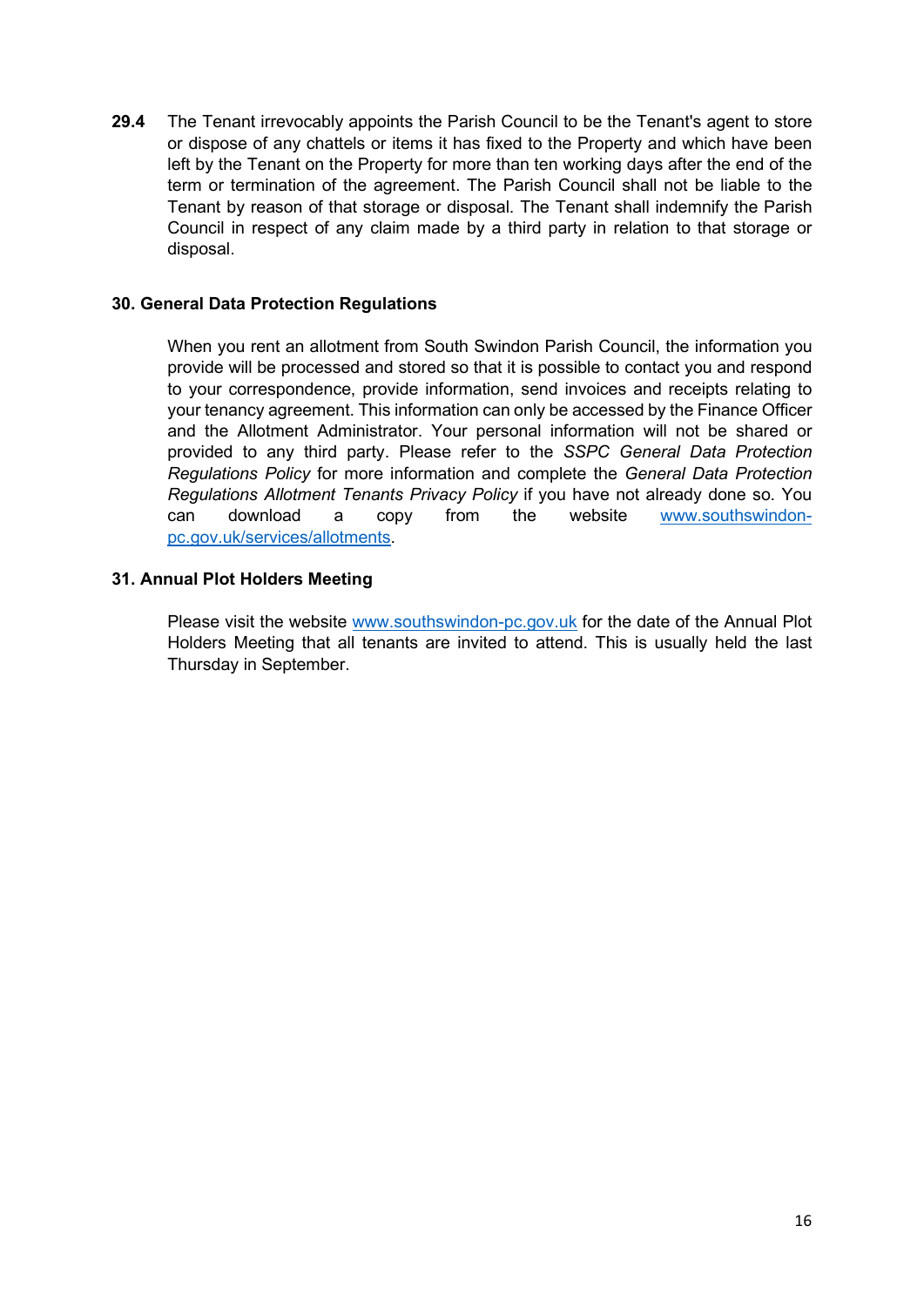**29.4** The Tenant irrevocably appoints the Parish Council to be the Tenant's agent to store or dispose of any chattels or items it has fixed to the Property and which have been left by the Tenant on the Property for more than ten working days after the end of the term or termination of the agreement. The Parish Council shall not be liable to the Tenant by reason of that storage or disposal. The Tenant shall indemnify the Parish Council in respect of any claim made by a third party in relation to that storage or disposal.

### 30. General Data Protection Regulations

When you rent an allotment from South Swindon Parish Council, the information you provide will be processed and stored so that it is possible to contact you and respond to your correspondence, provide information, send invoices and receipts relating to your tenancy agreement. This information can only be accessed by the Finance Officer and the Allotment Administrator. Your personal information will not be shared or provided to any third party. Please refer to the *SSPC General Data Protection Regulations Policy* for more information and complete the *General Data Protection Regulations Allotment Tenants Privacy Policy* if you have not already done so. You can download a copy from the website www.southswindon-pc.gov.uk/services/allotments.

### 31. Annual Plot Holders Meeting

Please visit the website www.southswindon-pc.gov.uk for the date of the Annual Plot Holders Meeting that all tenants are invited to attend. This is usually held the last Thursday in September.